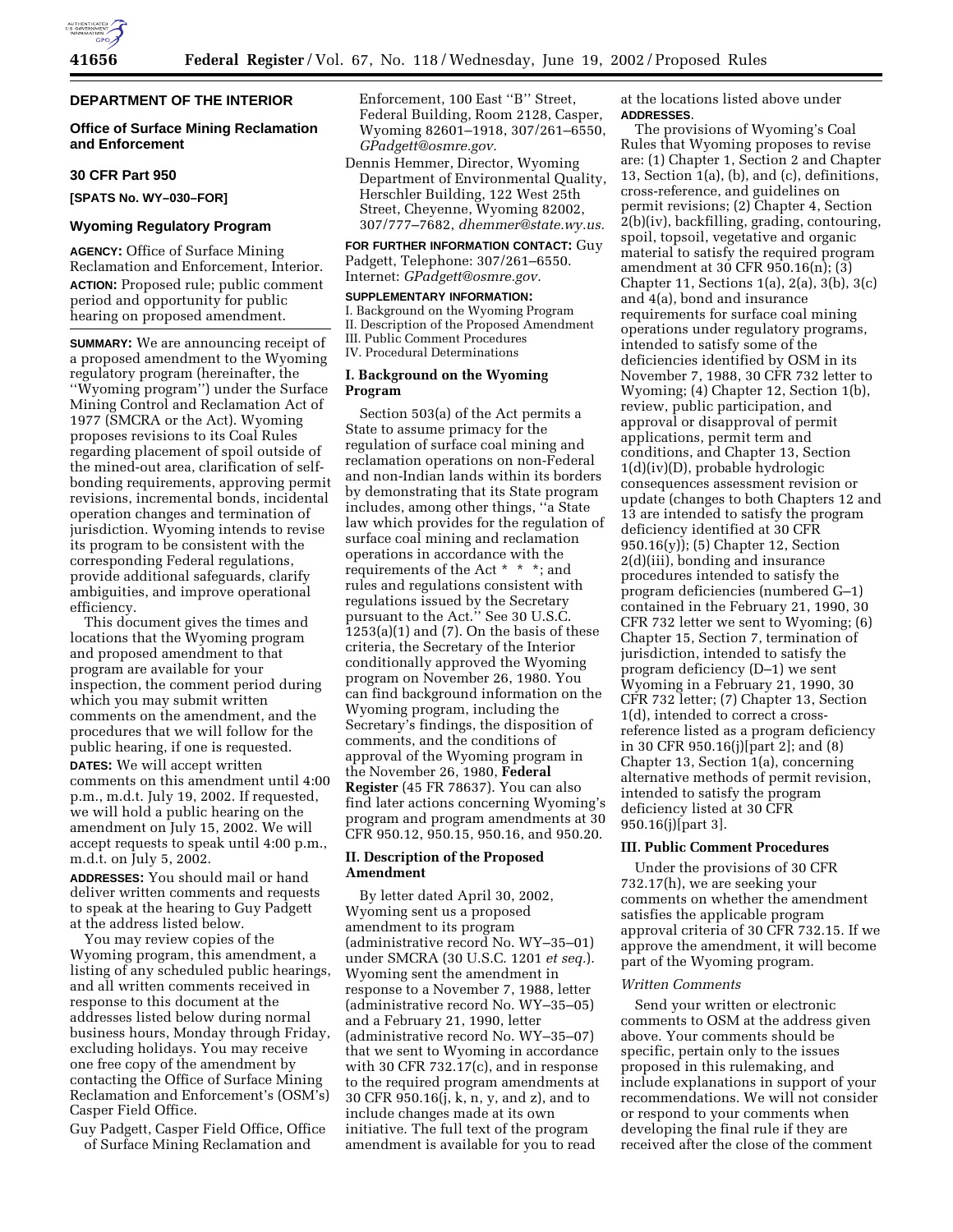## DEPARTMENT OF THE INTERIOR

### Office of Surface Mining Reclamation and Enforcement

### 30 CFR Part 950

**[SPATS No. WY–030–FOR]**

### Wyoming Regulatory Program

**AGENCY:** Office of Surface Mining Reclamation and Enforcement, Interior.

**ACTION:** Proposed rule; public comment period and opportunity for public hearing on proposed amendment.

**SUMMARY:** We are announcing receipt of a proposed amendment to the Wyoming regulatory program (hereinafter, the ''Wyoming program'') under the Surface Mining Control and Reclamation Act of 1977 (SMCRA or the Act). Wyoming proposes revisions to its Coal Rules regarding placement of spoil outside of the mined-out area, clarification of self-bonding requirements, approving permit revisions, incremental bonds, incidental operation changes and termination of jurisdiction. Wyoming intends to revise its program to be consistent with the corresponding Federal regulations, provide additional safeguards, clarify ambiguities, and improve operational efficiency.

This document gives the times and locations that the Wyoming program and proposed amendment to that program are available for your inspection, the comment period during which you may submit written comments on the amendment, and the procedures that we will follow for the public hearing, if one is requested.

**DATES:** We will accept written comments on this amendment until 4:00 p.m., m.d.t. July 19, 2002. If requested, we will hold a public hearing on the amendment on July 15, 2002. We will accept requests to speak until 4:00 p.m., m.d.t. on July 5, 2002.

**ADDRESSES:** You should mail or hand deliver written comments and requests to speak at the hearing to Guy Padgett at the address listed below.

You may review copies of the Wyoming program, this amendment, a listing of any scheduled public hearings, and all written comments received in response to this document at the addresses listed below during normal business hours, Monday through Friday, excluding holidays. You may receive one free copy of the amendment by contacting the Office of Surface Mining Reclamation and Enforcement's (OSM's) Casper Field Office.

Guy Padgett, Casper Field Office, Office of Surface Mining Reclamation and Enforcement, 100 East ''B'' Street, Federal Building, Room 2128, Casper, Wyoming 82601–1918, 307/261–6550, *GPadgett@osmre.gov.*

Dennis Hemmer, Director, Wyoming Department of Environmental Quality, Herschler Building, 122 West 25th Street, Cheyenne, Wyoming 82002, 307/777–7682, *dhemmer@state.wy.us.*

**FOR FURTHER INFORMATION CONTACT:** Guy Padgett, Telephone: 307/261–6550. Internet: *GPadgett@osmre.gov.*

**SUPPLEMENTARY INFORMATION:**

I. Background on the Wyoming Program
II. Description of the Proposed Amendment
III. Public Comment Procedures
IV. Procedural Determinations

### I. Background on the Wyoming Program

Section 503(a) of the Act permits a State to assume primacy for the regulation of surface coal mining and reclamation operations on non-Federal and non-Indian lands within its borders by demonstrating that its State program includes, among other things, ''a State law which provides for the regulation of surface coal mining and reclamation operations in accordance with the requirements of the Act * * *; and rules and regulations consistent with regulations issued by the Secretary pursuant to the Act.'' See 30 U.S.C. 1253(a)(1) and (7). On the basis of these criteria, the Secretary of the Interior conditionally approved the Wyoming program on November 26, 1980. You can find background information on the Wyoming program, including the Secretary's findings, the disposition of comments, and the conditions of approval of the Wyoming program in the November 26, 1980, **Federal Register** (45 FR 78637). You can also find later actions concerning Wyoming's program and program amendments at 30 CFR 950.12, 950.15, 950.16, and 950.20.

### II. Description of the Proposed Amendment

By letter dated April 30, 2002, Wyoming sent us a proposed amendment to its program (administrative record No. WY–35–01) under SMCRA (30 U.S.C. 1201 *et seq.*). Wyoming sent the amendment in response to a November 7, 1988, letter (administrative record No. WY–35–05) and a February 21, 1990, letter (administrative record No. WY–35–07) that we sent to Wyoming in accordance with 30 CFR 732.17(c), and in response to the required program amendments at 30 CFR 950.16(j, k, n, y, and z), and to include changes made at its own initiative. The full text of the program amendment is available for you to read at the locations listed above under **ADDRESSES**.

The provisions of Wyoming's Coal Rules that Wyoming proposes to revise are: (1) Chapter 1, Section 2 and Chapter 13, Section 1(a), (b), and (c), definitions, cross-reference, and guidelines on permit revisions; (2) Chapter 4, Section 2(b)(iv), backfilling, grading, contouring, spoil, topsoil, vegetative and organic material to satisfy the required program amendment at 30 CFR 950.16(n); (3) Chapter 11, Sections 1(a), 2(a), 3(b), 3(c) and 4(a), bond and insurance requirements for surface coal mining operations under regulatory programs, intended to satisfy some of the deficiencies identified by OSM in its November 7, 1988, 30 CFR 732 letter to Wyoming; (4) Chapter 12, Section 1(b), review, public participation, and approval or disapproval of permit applications, permit term and conditions, and Chapter 13, Section 1(d)(iv)(D), probable hydrologic consequences assessment revision or update (changes to both Chapters 12 and 13 are intended to satisfy the program deficiency identified at 30 CFR 950.16(y)); (5) Chapter 12, Section 2(d)(iii), bonding and insurance procedures intended to satisfy the program deficiencies (numbered G–1) contained in the February 21, 1990, 30 CFR 732 letter we sent to Wyoming; (6) Chapter 15, Section 7, termination of jurisdiction, intended to satisfy the program deficiency (D–1) we sent Wyoming in a February 21, 1990, 30 CFR 732 letter; (7) Chapter 13, Section 1(d), intended to correct a cross-reference listed as a program deficiency in 30 CFR 950.16(j)[part 2]; and (8) Chapter 13, Section 1(a), concerning alternative methods of permit revision, intended to satisfy the program deficiency listed at 30 CFR 950.16(j)[part 3].

### III. Public Comment Procedures

Under the provisions of 30 CFR 732.17(h), we are seeking your comments on whether the amendment satisfies the applicable program approval criteria of 30 CFR 732.15. If we approve the amendment, it will become part of the Wyoming program.

*Written Comments*

Send your written or electronic comments to OSM at the address given above. Your comments should be specific, pertain only to the issues proposed in this rulemaking, and include explanations in support of your recommendations. We will not consider or respond to your comments when developing the final rule if they are received after the close of the comment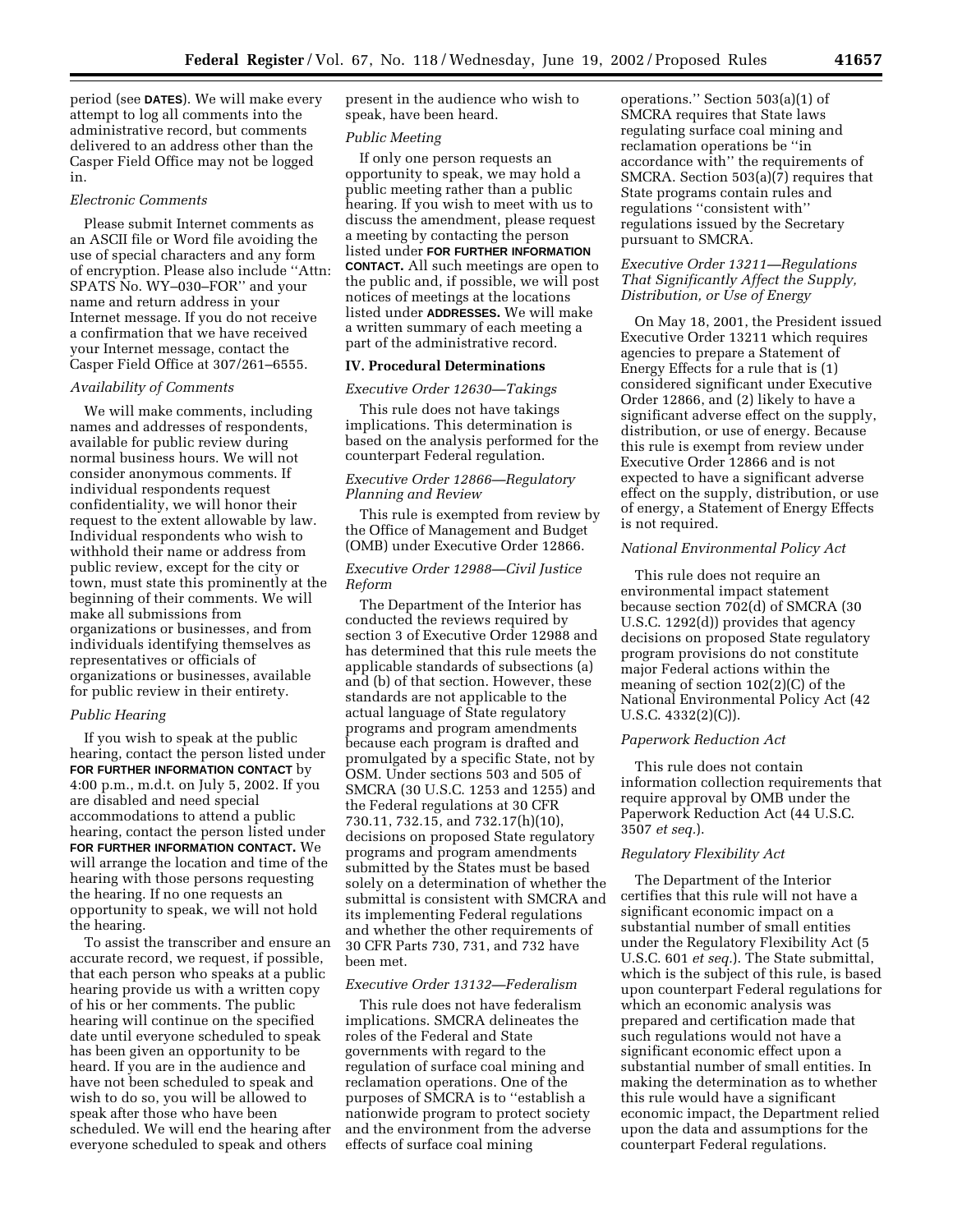period (see **DATES**). We will make every attempt to log all comments into the administrative record, but comments delivered to an address other than the Casper Field Office may not be logged in.

*Electronic Comments*

Please submit Internet comments as an ASCII file or Word file avoiding the use of special characters and any form of encryption. Please also include ''Attn: SPATS No. WY–030–FOR'' and your name and return address in your Internet message. If you do not receive a confirmation that we have received your Internet message, contact the Casper Field Office at 307/261–6555.

*Availability of Comments*

We will make comments, including names and addresses of respondents, available for public review during normal business hours. We will not consider anonymous comments. If individual respondents request confidentiality, we will honor their request to the extent allowable by law. Individual respondents who wish to withhold their name or address from public review, except for the city or town, must state this prominently at the beginning of their comments. We will make all submissions from organizations or businesses, and from individuals identifying themselves as representatives or officials of organizations or businesses, available for public review in their entirety.

*Public Hearing*

If you wish to speak at the public hearing, contact the person listed under **FOR FURTHER INFORMATION CONTACT** by 4:00 p.m., m.d.t. on July 5, 2002. If you are disabled and need special accommodations to attend a public hearing, contact the person listed under **FOR FURTHER INFORMATION CONTACT.** We will arrange the location and time of the hearing with those persons requesting the hearing. If no one requests an opportunity to speak, we will not hold the hearing.

To assist the transcriber and ensure an accurate record, we request, if possible, that each person who speaks at a public hearing provide us with a written copy of his or her comments. The public hearing will continue on the specified date until everyone scheduled to speak has been given an opportunity to be heard. If you are in the audience and have not been scheduled to speak and wish to do so, you will be allowed to speak after those who have been scheduled. We will end the hearing after everyone scheduled to speak and others present in the audience who wish to speak, have been heard.

*Public Meeting*

If only one person requests an opportunity to speak, we may hold a public meeting rather than a public hearing. If you wish to meet with us to discuss the amendment, please request a meeting by contacting the person listed under **FOR FURTHER INFORMATION CONTACT.** All such meetings are open to the public and, if possible, we will post notices of meetings at the locations listed under **ADDRESSES.** We will make a written summary of each meeting a part of the administrative record.

## IV. Procedural Determinations

*Executive Order 12630—Takings*

This rule does not have takings implications. This determination is based on the analysis performed for the counterpart Federal regulation.

*Executive Order 12866—Regulatory Planning and Review*

This rule is exempted from review by the Office of Management and Budget (OMB) under Executive Order 12866.

*Executive Order 12988—Civil Justice Reform*

The Department of the Interior has conducted the reviews required by section 3 of Executive Order 12988 and has determined that this rule meets the applicable standards of subsections (a) and (b) of that section. However, these standards are not applicable to the actual language of State regulatory programs and program amendments because each program is drafted and promulgated by a specific State, not by OSM. Under sections 503 and 505 of SMCRA (30 U.S.C. 1253 and 1255) and the Federal regulations at 30 CFR 730.11, 732.15, and 732.17(h)(10), decisions on proposed State regulatory programs and program amendments submitted by the States must be based solely on a determination of whether the submittal is consistent with SMCRA and its implementing Federal regulations and whether the other requirements of 30 CFR Parts 730, 731, and 732 have been met.

*Executive Order 13132—Federalism*

This rule does not have federalism implications. SMCRA delineates the roles of the Federal and State governments with regard to the regulation of surface coal mining and reclamation operations. One of the purposes of SMCRA is to ''establish a nationwide program to protect society and the environment from the adverse effects of surface coal mining operations.'' Section 503(a)(1) of SMCRA requires that State laws regulating surface coal mining and reclamation operations be ''in accordance with'' the requirements of SMCRA. Section 503(a)(7) requires that State programs contain rules and regulations ''consistent with'' regulations issued by the Secretary pursuant to SMCRA.

*Executive Order 13211—Regulations That Significantly Affect the Supply, Distribution, or Use of Energy*

On May 18, 2001, the President issued Executive Order 13211 which requires agencies to prepare a Statement of Energy Effects for a rule that is (1) considered significant under Executive Order 12866, and (2) likely to have a significant adverse effect on the supply, distribution, or use of energy. Because this rule is exempt from review under Executive Order 12866 and is not expected to have a significant adverse effect on the supply, distribution, or use of energy, a Statement of Energy Effects is not required.

*National Environmental Policy Act*

This rule does not require an environmental impact statement because section 702(d) of SMCRA (30 U.S.C. 1292(d)) provides that agency decisions on proposed State regulatory program provisions do not constitute major Federal actions within the meaning of section 102(2)(C) of the National Environmental Policy Act (42 U.S.C. 4332(2)(C)).

*Paperwork Reduction Act*

This rule does not contain information collection requirements that require approval by OMB under the Paperwork Reduction Act (44 U.S.C. 3507 *et seq.*).

*Regulatory Flexibility Act*

The Department of the Interior certifies that this rule will not have a significant economic impact on a substantial number of small entities under the Regulatory Flexibility Act (5 U.S.C. 601 *et seq.*). The State submittal, which is the subject of this rule, is based upon counterpart Federal regulations for which an economic analysis was prepared and certification made that such regulations would not have a significant economic effect upon a substantial number of small entities. In making the determination as to whether this rule would have a significant economic impact, the Department relied upon the data and assumptions for the counterpart Federal regulations.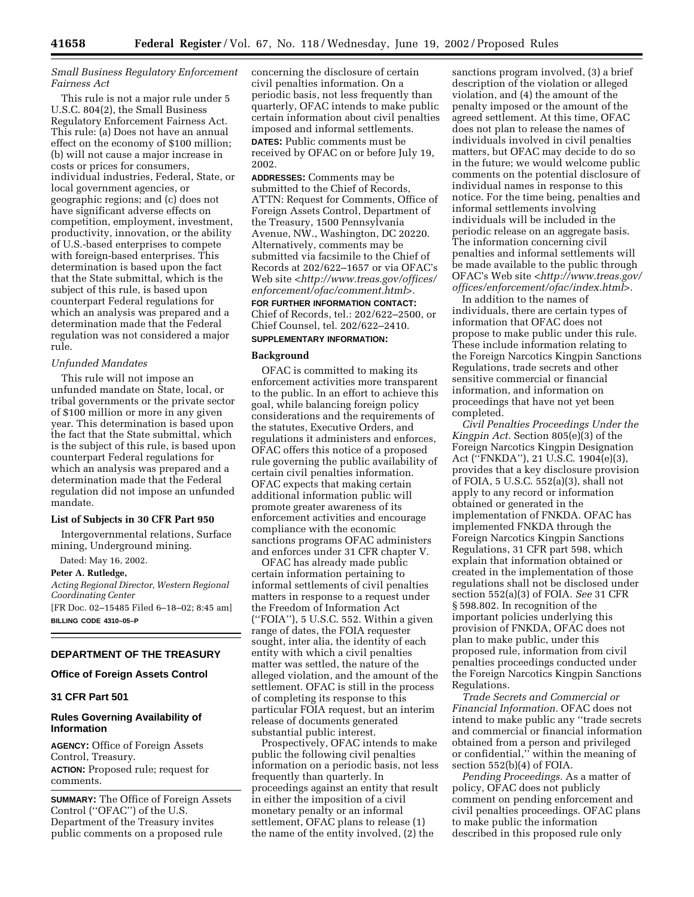*Small Business Regulatory Enforcement Fairness Act*

This rule is not a major rule under 5 U.S.C. 804(2), the Small Business Regulatory Enforcement Fairness Act. This rule: (a) Does not have an annual effect on the economy of $100 million; (b) will not cause a major increase in costs or prices for consumers, individual industries, Federal, State, or local government agencies, or geographic regions; and (c) does not have significant adverse effects on competition, employment, investment, productivity, innovation, or the ability of U.S.-based enterprises to compete with foreign-based enterprises. This determination is based upon the fact that the State submittal, which is the subject of this rule, is based upon counterpart Federal regulations for which an analysis was prepared and a determination made that the Federal regulation was not considered a major rule.

*Unfunded Mandates*

This rule will not impose an unfunded mandate on State, local, or tribal governments or the private sector of $100 million or more in any given year. This determination is based upon the fact that the State submittal, which is the subject of this rule, is based upon counterpart Federal regulations for which an analysis was prepared and a determination made that the Federal regulation did not impose an unfunded mandate.

**List of Subjects in 30 CFR Part 950**

Intergovernmental relations, Surface mining, Underground mining.

Dated: May 16, 2002.

**Peter A. Rutledge,**

*Acting Regional Director, Western Regional Coordinating Center*

[FR Doc. 02–15485 Filed 6–18–02; 8:45 am]

**BILLING CODE 4310–05–P**

## DEPARTMENT OF THE TREASURY

### Office of Foreign Assets Control

### 31 CFR Part 501

### Rules Governing Availability of Information

**AGENCY:** Office of Foreign Assets Control, Treasury.

**ACTION:** Proposed rule; request for comments.

**SUMMARY:** The Office of Foreign Assets Control (''OFAC'') of the U.S. Department of the Treasury invites public comments on a proposed rule concerning the disclosure of certain civil penalties information. On a periodic basis, not less frequently than quarterly, OFAC intends to make public certain information about civil penalties imposed and informal settlements.

**DATES:** Public comments must be received by OFAC on or before July 19, 2002.

**ADDRESSES:** Comments may be submitted to the Chief of Records, ATTN: Request for Comments, Office of Foreign Assets Control, Department of the Treasury, 1500 Pennsylvania Avenue, NW., Washington, DC 20220. Alternatively, comments may be submitted via facsimile to the Chief of Records at 202/622–1657 or via OFAC's Web site <*http://www.treas.gov/offices/enforcement/ofac/comment.html*>.

**FOR FURTHER INFORMATION CONTACT:** Chief of Records, tel.: 202/622–2500, or Chief Counsel, tel. 202/622–2410.

**SUPPLEMENTARY INFORMATION:**

**Background**

OFAC is committed to making its enforcement activities more transparent to the public. In an effort to achieve this goal, while balancing foreign policy considerations and the requirements of the statutes, Executive Orders, and regulations it administers and enforces, OFAC offers this notice of a proposed rule governing the public availability of certain civil penalties information. OFAC expects that making certain additional information public will promote greater awareness of its enforcement activities and encourage compliance with the economic sanctions programs OFAC administers and enforces under 31 CFR chapter V.

OFAC has already made public certain information pertaining to informal settlements of civil penalties matters in response to a request under the Freedom of Information Act (''FOIA''), 5 U.S.C. 552. Within a given range of dates, the FOIA requester sought, inter alia, the identity of each entity with which a civil penalties matter was settled, the nature of the alleged violation, and the amount of the settlement. OFAC is still in the process of completing its response to this particular FOIA request, but an interim release of documents generated substantial public interest.

Prospectively, OFAC intends to make public the following civil penalties information on a periodic basis, not less frequently than quarterly. In proceedings against an entity that result in either the imposition of a civil monetary penalty or an informal settlement, OFAC plans to release (1) the name of the entity involved, (2) the sanctions program involved, (3) a brief description of the violation or alleged violation, and (4) the amount of the penalty imposed or the amount of the agreed settlement. At this time, OFAC does not plan to release the names of individuals involved in civil penalties matters, but OFAC may decide to do so in the future; we would welcome public comments on the potential disclosure of individual names in response to this notice. For the time being, penalties and informal settlements involving individuals will be included in the periodic release on an aggregate basis. The information concerning civil penalties and informal settlements will be made available to the public through OFAC's Web site <*http://www.treas.gov/offices/enforcement/ofac/index.html*>.

In addition to the names of individuals, there are certain types of information that OFAC does not propose to make public under this rule. These include information relating to the Foreign Narcotics Kingpin Sanctions Regulations, trade secrets and other sensitive commercial or financial information, and information on proceedings that have not yet been completed.

*Civil Penalties Proceedings Under the Kingpin Act.* Section 805(e)(3) of the Foreign Narcotics Kingpin Designation Act (''FNKDA''), 21 U.S.C. 1904(e)(3), provides that a key disclosure provision of FOIA, 5 U.S.C. 552(a)(3), shall not apply to any record or information obtained or generated in the implementation of FNKDA. OFAC has implemented FNKDA through the Foreign Narcotics Kingpin Sanctions Regulations, 31 CFR part 598, which explain that information obtained or created in the implementation of those regulations shall not be disclosed under section 552(a)(3) of FOIA. *See* 31 CFR § 598.802. In recognition of the important policies underlying this provision of FNKDA, OFAC does not plan to make public, under this proposed rule, information from civil penalties proceedings conducted under the Foreign Narcotics Kingpin Sanctions Regulations.

*Trade Secrets and Commercial or Financial Information.* OFAC does not intend to make public any ''trade secrets and commercial or financial information obtained from a person and privileged or confidential,'' within the meaning of section 552(b)(4) of FOIA.

*Pending Proceedings.* As a matter of policy, OFAC does not publicly comment on pending enforcement and civil penalties proceedings. OFAC plans to make public the information described in this proposed rule only